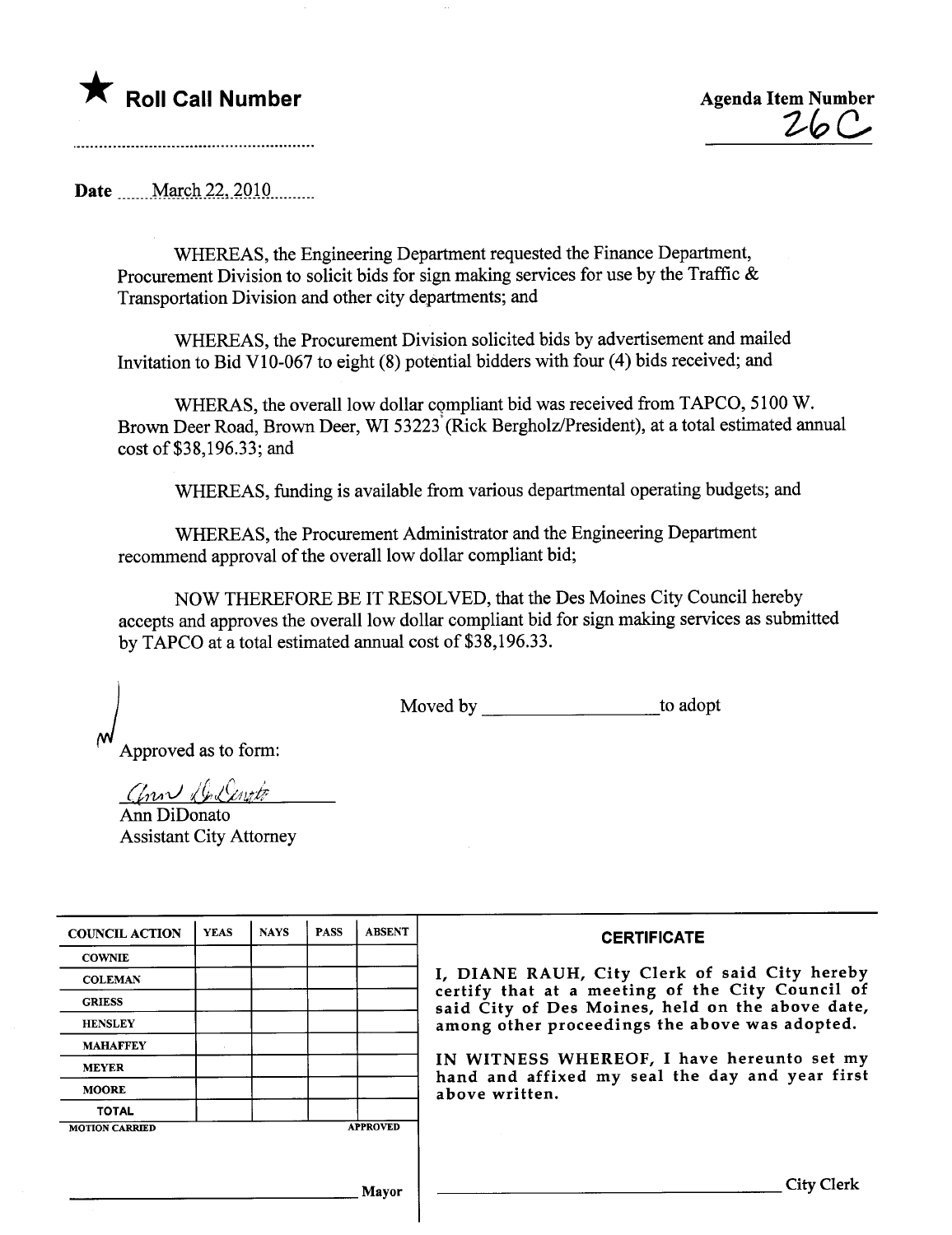★ **Roll Call Number**

**Agenda Item Number**
26C

Date March 22, 2010

WHEREAS, the Engineering Department requested the Finance Department, Procurement Division to solicit bids for sign making services for use by the Traffic & Transportation Division and other city departments; and

WHEREAS, the Procurement Division solicited bids by advertisement and mailed Invitation to Bid V10-067 to eight (8) potential bidders with four (4) bids received; and

WHERAS, the overall low dollar compliant bid was received from TAPCO, 5100 W. Brown Deer Road, Brown Deer, WI 53223 (Rick Bergholz/President), at a total estimated annual cost of $38,196.33; and

WHEREAS, funding is available from various departmental operating budgets; and

WHEREAS, the Procurement Administrator and the Engineering Department recommend approval of the overall low dollar compliant bid;

NOW THEREFORE BE IT RESOLVED, that the Des Moines City Council hereby accepts and approves the overall low dollar compliant bid for sign making services as submitted by TAPCO at a total estimated annual cost of $38,196.33.

Moved by ________________ to adopt

Approved as to form:

Ann DiDonato
Assistant City Attorney

| COUNCIL ACTION | YEAS | NAYS | PASS | ABSENT |
|---|---|---|---|---|
| COWNIE | | | | |
| COLEMAN | | | | |
| GRIESS | | | | |
| HENSLEY | | | | |
| MAHAFFEY | | | | |
| MEYER | | | | |
| MOORE | | | | |
| TOTAL | | | | |
| MOTION CARRIED | | | | APPROVED |

________________ Mayor

**CERTIFICATE**

I, DIANE RAUH, City Clerk of said City hereby certify that at a meeting of the City Council of said City of Des Moines, held on the above date, among other proceedings the above was adopted.

IN WITNESS WHEREOF, I have hereunto set my hand and affixed my seal the day and year first above written.

________________ City Clerk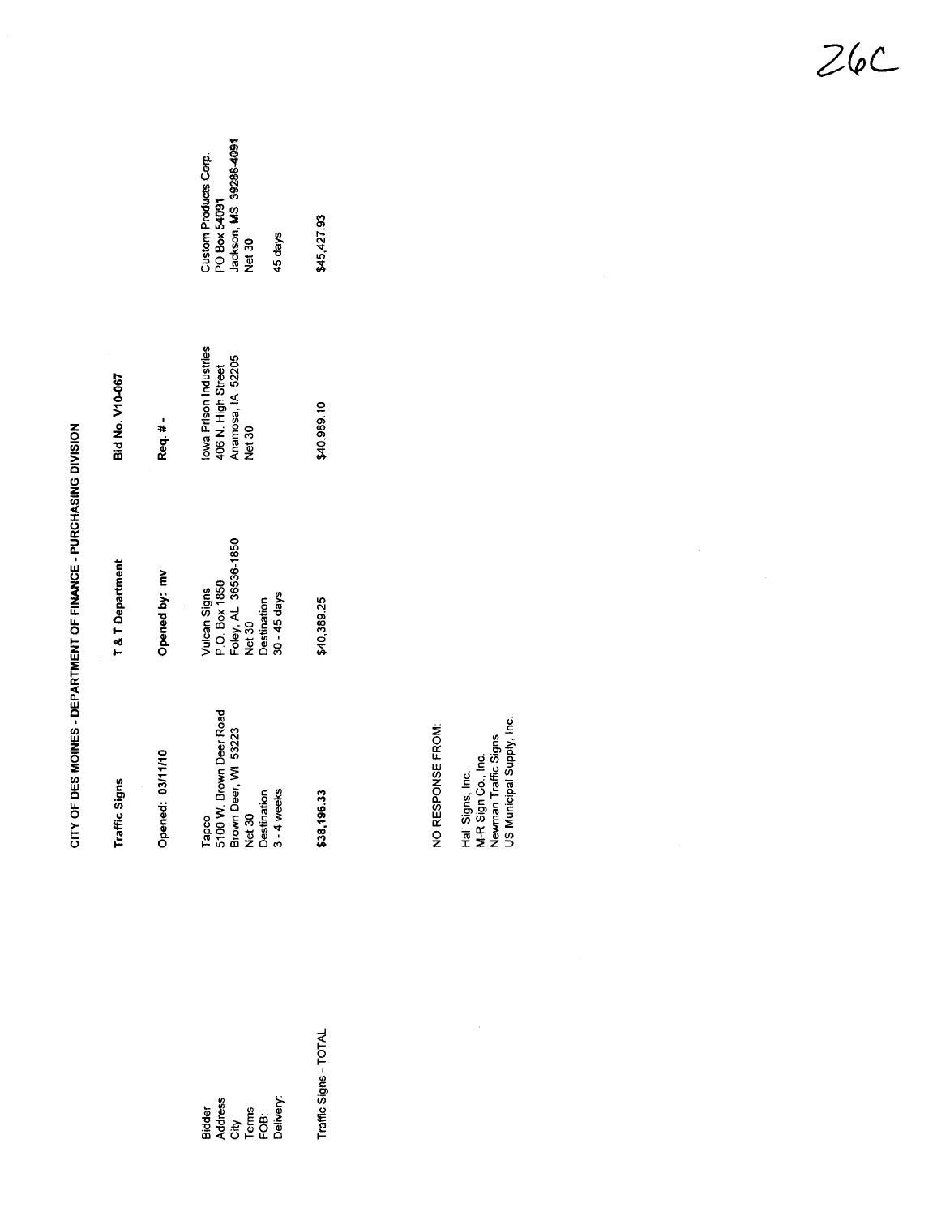26C

# CITY OF DES MOINES - DEPARTMENT OF FINANCE - PURCHASING DIVISION

| Traffic Signs | T & T Department | Bid No. V10-067 | |
|---|---|---|---|
| **Opened: 03/11/10** | **Opened by: mv** | **Req. # -** | |

| | | | | |
|---|---|---|---|---|
| Bidder | Tapco | Vulcan Signs | Iowa Prison Industries | Custom Products Corp. |
| Address | 5100 W. Brown Deer Road | P.O. Box 1850 | 406 N. High Street | PO Box 54091 |
| City | Brown Deer, WI 53223 | Foley, AL 36536-1850 | Anamosa, IA 52205 | Jackson, MS 39288-4091 |
| Terms | Net 30 | Net 30 | Net 30 | Net 30 |
| FOB: | Destination | Destination | | |
| Delivery: | 3 - 4 weeks | 30 - 45 days | | 45 days |
| Traffic Signs - TOTAL | $38,196.33 | $40,389.25 | $40,989.10 | $45,427.93 |

NO RESPONSE FROM:

Hall Signs, Inc.
M-R Sign Co., Inc.
Newman Traffic Signs
US Municipal Supply, Inc.